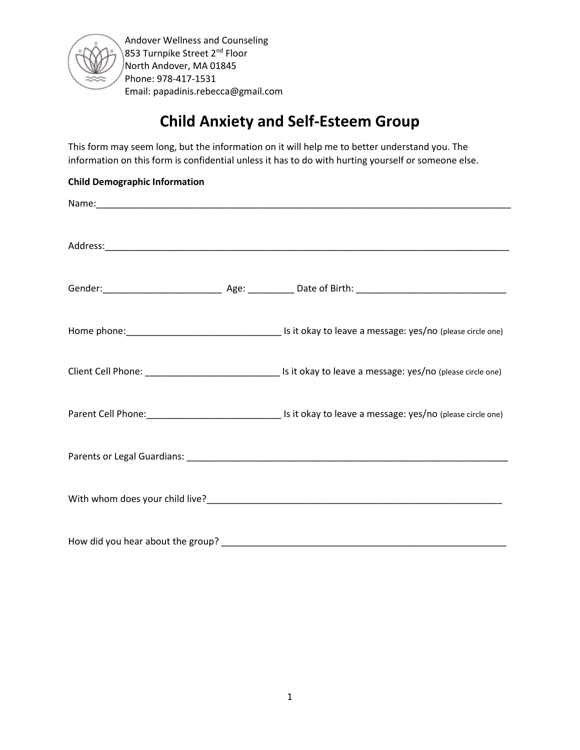Andover Wellness and Counseling
853 Turnpike Street 2nd Floor
North Andover, MA 01845
Phone: 978-417-1531
Email: papadinis.rebecca@gmail.com

# Child Anxiety and Self-Esteem Group

This form may seem long, but the information on it will help me to better understand you. The information on this form is confidential unless it has to do with hurting yourself or someone else.

**Child Demographic Information**

Name:___________________________________________________________________________

Address:_________________________________________________________________________

Gender:______________________ Age: _________ Date of Birth: ____________________________

Home phone:_____________________________ Is it okay to leave a message: yes/no (please circle one)

Client Cell Phone: _________________________ Is it okay to leave a message: yes/no (please circle one)

Parent Cell Phone:_________________________ Is it okay to leave a message: yes/no (please circle one)

Parents or Legal Guardians: _______________________________________________________________

With whom does your child live?____________________________________________________________

How did you hear about the group? __________________________________________________________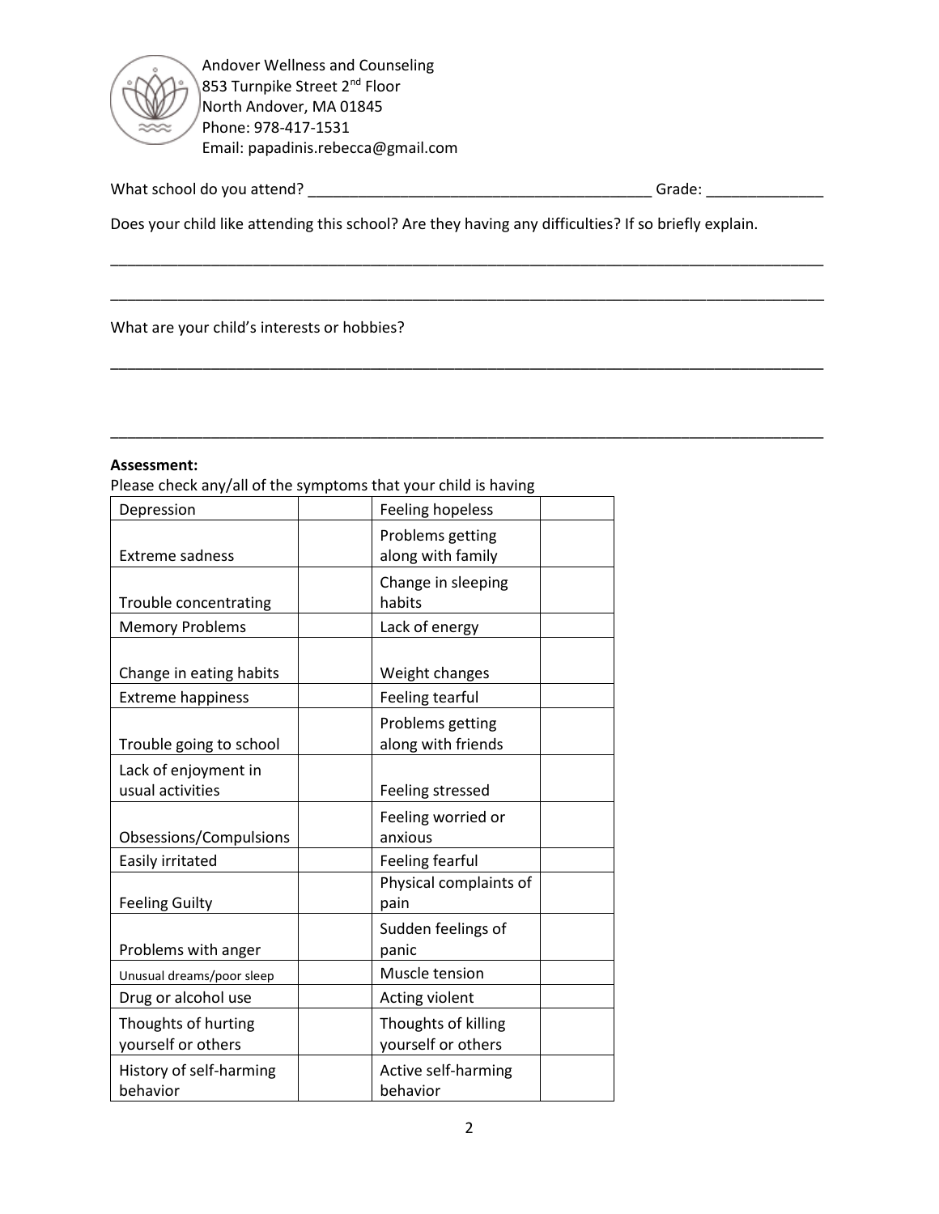Andover Wellness and Counseling
853 Turnpike Street 2nd Floor
North Andover, MA 01845
Phone: 978-417-1531
Email: papadinis.rebecca@gmail.com

What school do you attend? __________________________________________ Grade: ______________

Does your child like attending this school? Are they having any difficulties? If so briefly explain.

_____________________________________________________________________________________

_____________________________________________________________________________________

What are your child's interests or hobbies?

_____________________________________________________________________________________

_____________________________________________________________________________________

**Assessment:**

Please check any/all of the symptoms that your child is having

| | | | |
|---|---|---|---|
| Depression | | Feeling hopeless | |
| Extreme sadness | | Problems getting along with family | |
| Trouble concentrating | | Change in sleeping habits | |
| Memory Problems | | Lack of energy | |
| Change in eating habits | | Weight changes | |
| Extreme happiness | | Feeling tearful | |
| Trouble going to school | | Problems getting along with friends | |
| Lack of enjoyment in usual activities | | Feeling stressed | |
| Obsessions/Compulsions | | Feeling worried or anxious | |
| Easily irritated | | Feeling fearful | |
| Feeling Guilty | | Physical complaints of pain | |
| Problems with anger | | Sudden feelings of panic | |
| Unusual dreams/poor sleep | | Muscle tension | |
| Drug or alcohol use | | Acting violent | |
| Thoughts of hurting yourself or others | | Thoughts of killing yourself or others | |
| History of self-harming behavior | | Active self-harming behavior | |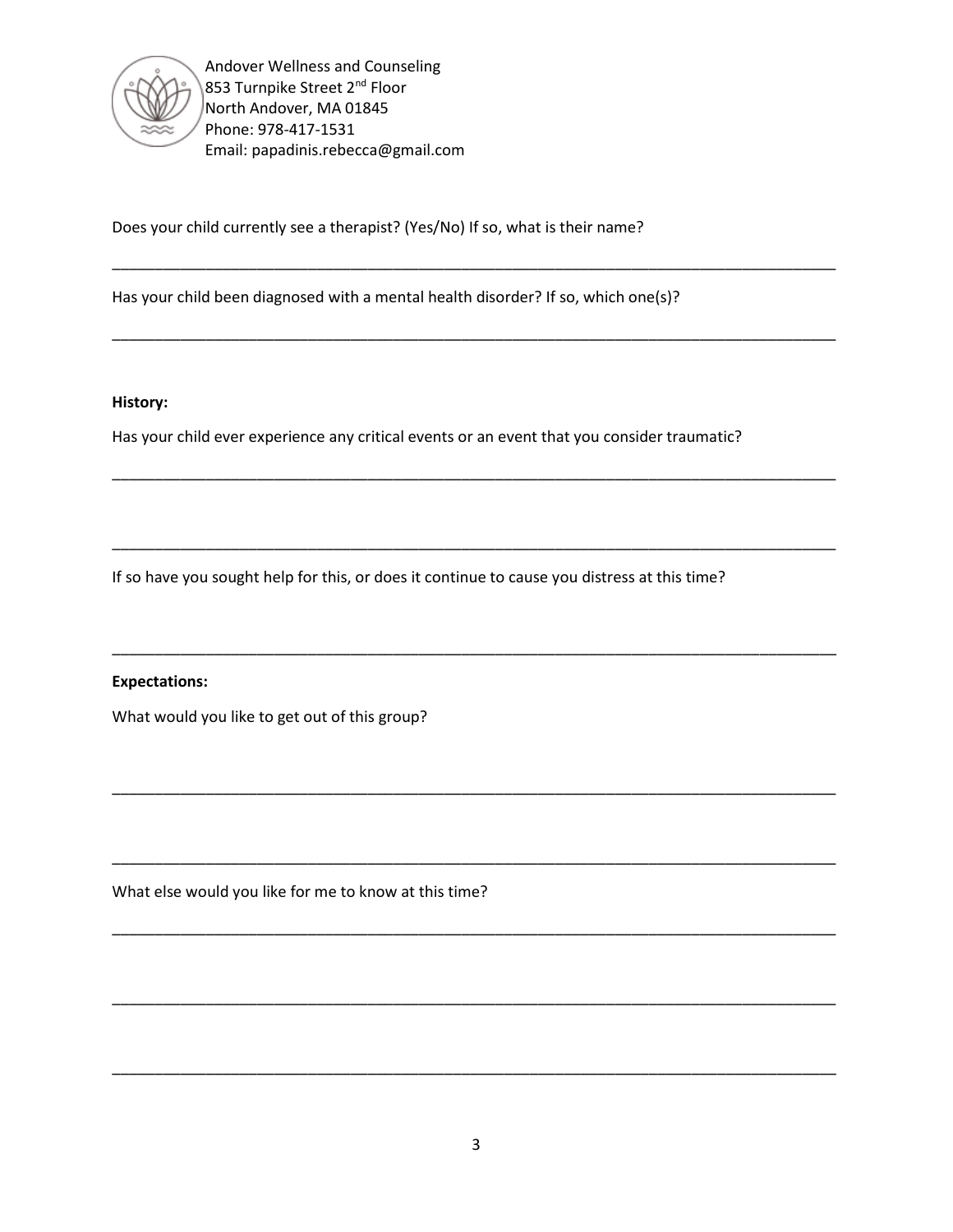Andover Wellness and Counseling
853 Turnpike Street 2nd Floor
North Andover, MA 01845
Phone: 978-417-1531
Email: papadinis.rebecca@gmail.com

Does your child currently see a therapist? (Yes/No) If so, what is their name?

___________________________________________________________________________________

Has your child been diagnosed with a mental health disorder? If so, which one(s)?

___________________________________________________________________________________

**History:**

Has your child ever experience any critical events or an event that you consider traumatic?

___________________________________________________________________________________

___________________________________________________________________________________

If so have you sought help for this, or does it continue to cause you distress at this time?

___________________________________________________________________________________

**Expectations:**

What would you like to get out of this group?

___________________________________________________________________________________

___________________________________________________________________________________

What else would you like for me to know at this time?

___________________________________________________________________________________

___________________________________________________________________________________

___________________________________________________________________________________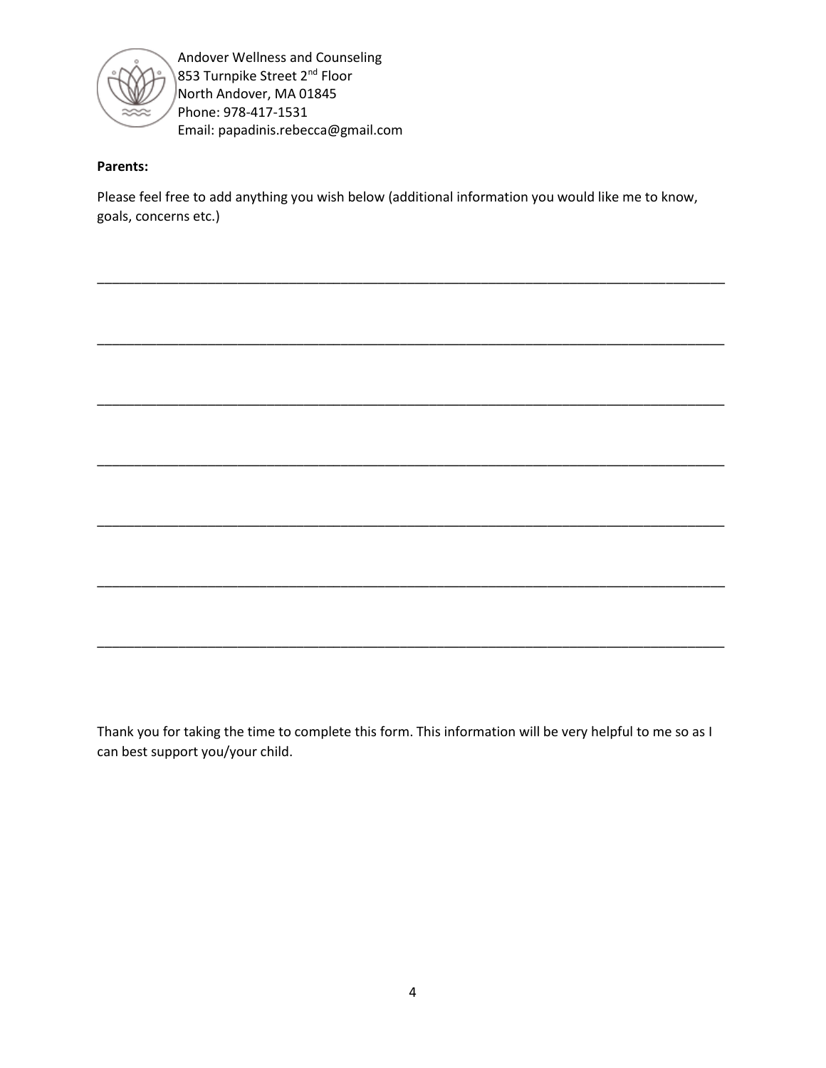Andover Wellness and Counseling
853 Turnpike Street 2nd Floor
North Andover, MA 01845
Phone: 978-417-1531
Email: papadinis.rebecca@gmail.com

**Parents:**

Please feel free to add anything you wish below (additional information you would like me to know, goals, concerns etc.)

_______________________________________________________________________________

_______________________________________________________________________________

_______________________________________________________________________________

_______________________________________________________________________________

_______________________________________________________________________________

_______________________________________________________________________________

_______________________________________________________________________________

Thank you for taking the time to complete this form. This information will be very helpful to me so as I can best support you/your child.